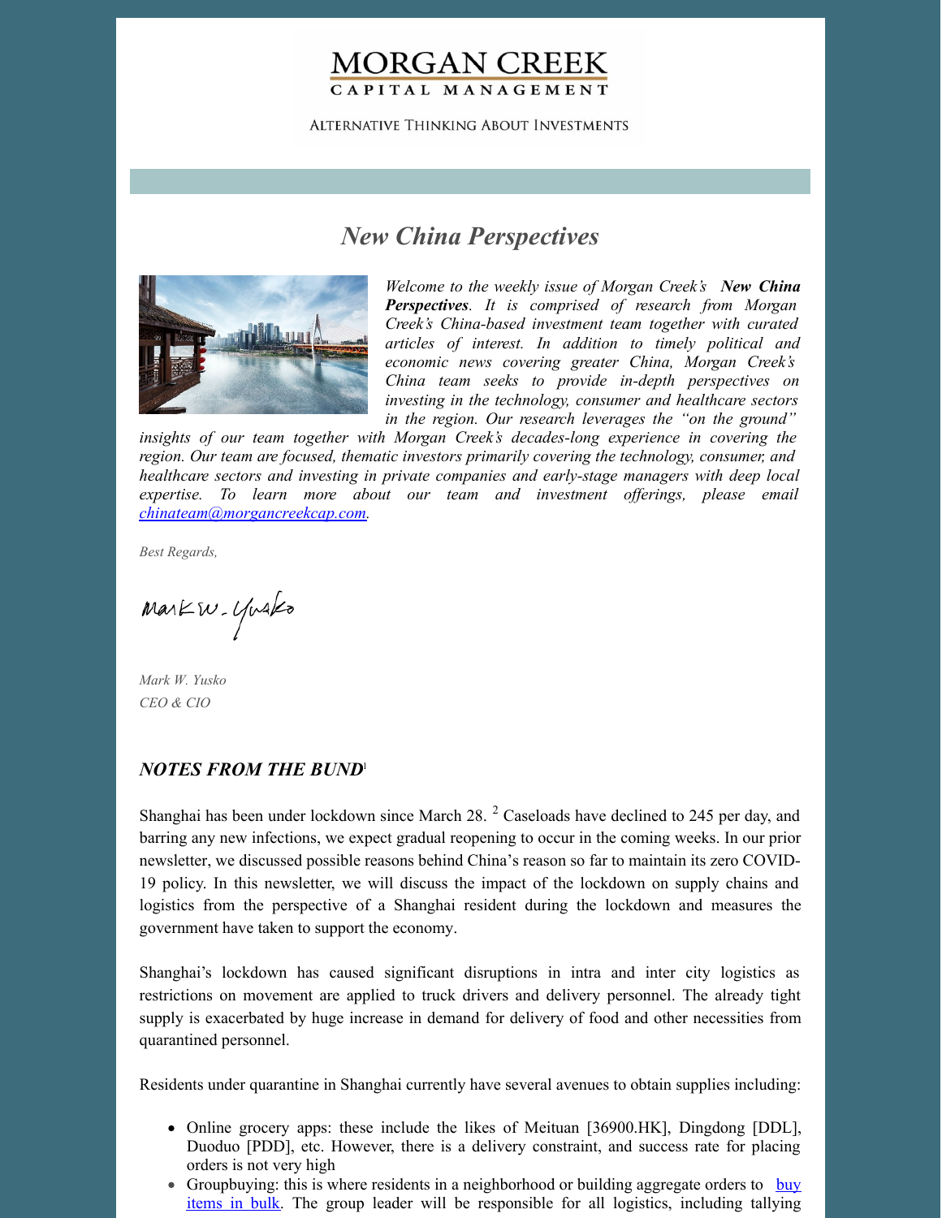MORGAN CREEK
CAPITAL MANAGEMENT

ALTERNATIVE THINKING ABOUT INVESTMENTS

# *New China Perspectives*

*Welcome to the weekly issue of Morgan Creek's* ***New China Perspectives****. It is comprised of research from Morgan Creek's China-based investment team together with curated articles of interest. In addition to timely political and economic news covering greater China, Morgan Creek's China team seeks to provide in-depth perspectives on investing in the technology, consumer and healthcare sectors in the region. Our research leverages the "on the ground" insights of our team together with Morgan Creek's decades-long experience in covering the region. Our team are focused, thematic investors primarily covering the technology, consumer, and healthcare sectors and investing in private companies and early-stage managers with deep local expertise. To learn more about our team and investment offerings, please email [chinateam@morgancreekcap.com](mailto:chinateam@morgancreekcap.com).*

*Best Regards,*

*Mark W. Yusko*
*CEO & CIO*

## *NOTES FROM THE BUND*[1]

Shanghai has been under lockdown since March 28. [2] Caseloads have declined to 245 per day, and barring any new infections, we expect gradual reopening to occur in the coming weeks. In our prior newsletter, we discussed possible reasons behind China's reason so far to maintain its zero COVID-19 policy. In this newsletter, we will discuss the impact of the lockdown on supply chains and logistics from the perspective of a Shanghai resident during the lockdown and measures the government have taken to support the economy.

Shanghai's lockdown has caused significant disruptions in intra and inter city logistics as restrictions on movement are applied to truck drivers and delivery personnel. The already tight supply is exacerbated by huge increase in demand for delivery of food and other necessities from quarantined personnel.

Residents under quarantine in Shanghai currently have several avenues to obtain supplies including:

- Online grocery apps: these include the likes of Meituan [36900.HK], Dingdong [DDL], Duoduo [PDD], etc. However, there is a delivery constraint, and success rate for placing orders is not very high
- Groupbuying: this is where residents in a neighborhood or building aggregate orders to [buy items in bulk](). The group leader will be responsible for all logistics, including tallying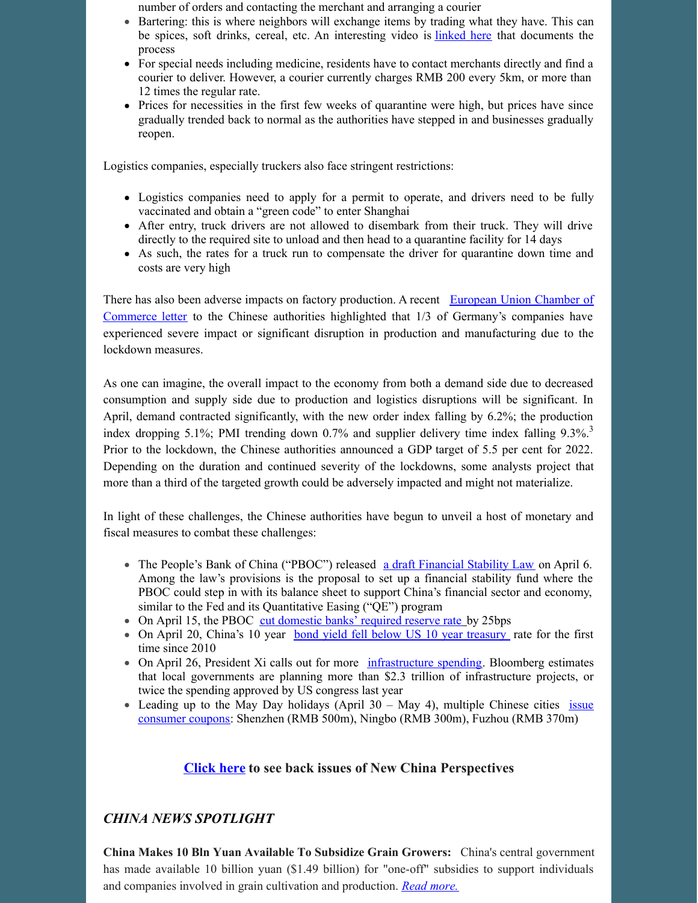number of orders and contacting the merchant and arranging a courier

- Bartering: this is where neighbors will exchange items by trading what they have. This can be spices, soft drinks, cereal, etc. An interesting video is linked here that documents the process
- For special needs including medicine, residents have to contact merchants directly and find a courier to deliver. However, a courier currently charges RMB 200 every 5km, or more than 12 times the regular rate.
- Prices for necessities in the first few weeks of quarantine were high, but prices have since gradually trended back to normal as the authorities have stepped in and businesses gradually reopen.

Logistics companies, especially truckers also face stringent restrictions:

- Logistics companies need to apply for a permit to operate, and drivers need to be fully vaccinated and obtain a "green code" to enter Shanghai
- After entry, truck drivers are not allowed to disembark from their truck. They will drive directly to the required site to unload and then head to a quarantine facility for 14 days
- As such, the rates for a truck run to compensate the driver for quarantine down time and costs are very high

There has also been adverse impacts on factory production. A recent European Union Chamber of Commerce letter to the Chinese authorities highlighted that 1/3 of Germany's companies have experienced severe impact or significant disruption in production and manufacturing due to the lockdown measures.

As one can imagine, the overall impact to the economy from both a demand side due to decreased consumption and supply side due to production and logistics disruptions will be significant. In April, demand contracted significantly, with the new order index falling by 6.2%; the production index dropping 5.1%; PMI trending down 0.7% and supplier delivery time index falling 9.3%.[3] Prior to the lockdown, the Chinese authorities announced a GDP target of 5.5 per cent for 2022. Depending on the duration and continued severity of the lockdowns, some analysts project that more than a third of the targeted growth could be adversely impacted and might not materialize.

In light of these challenges, the Chinese authorities have begun to unveil a host of monetary and fiscal measures to combat these challenges:

- The People's Bank of China ("PBOC") released a draft Financial Stability Law on April 6. Among the law's provisions is the proposal to set up a financial stability fund where the PBOC could step in with its balance sheet to support China's financial sector and economy, similar to the Fed and its Quantitative Easing ("QE") program
- On April 15, the PBOC cut domestic banks' required reserve rate by 25bps
- On April 20, China's 10 year bond yield fell below US 10 year treasury rate for the first time since 2010
- On April 26, President Xi calls out for more infrastructure spending. Bloomberg estimates that local governments are planning more than $2.3 trillion of infrastructure projects, or twice the spending approved by US congress last year
- Leading up to the May Day holidays (April 30 – May 4), multiple Chinese cities issue consumer coupons: Shenzhen (RMB 500m), Ningbo (RMB 300m), Fuzhou (RMB 370m)

**Click here to see back issues of New China Perspectives**

## *CHINA NEWS SPOTLIGHT*

**China Makes 10 Bln Yuan Available To Subsidize Grain Growers:** China's central government has made available 10 billion yuan ($1.49 billion) for "one-off" subsidies to support individuals and companies involved in grain cultivation and production. *Read more.*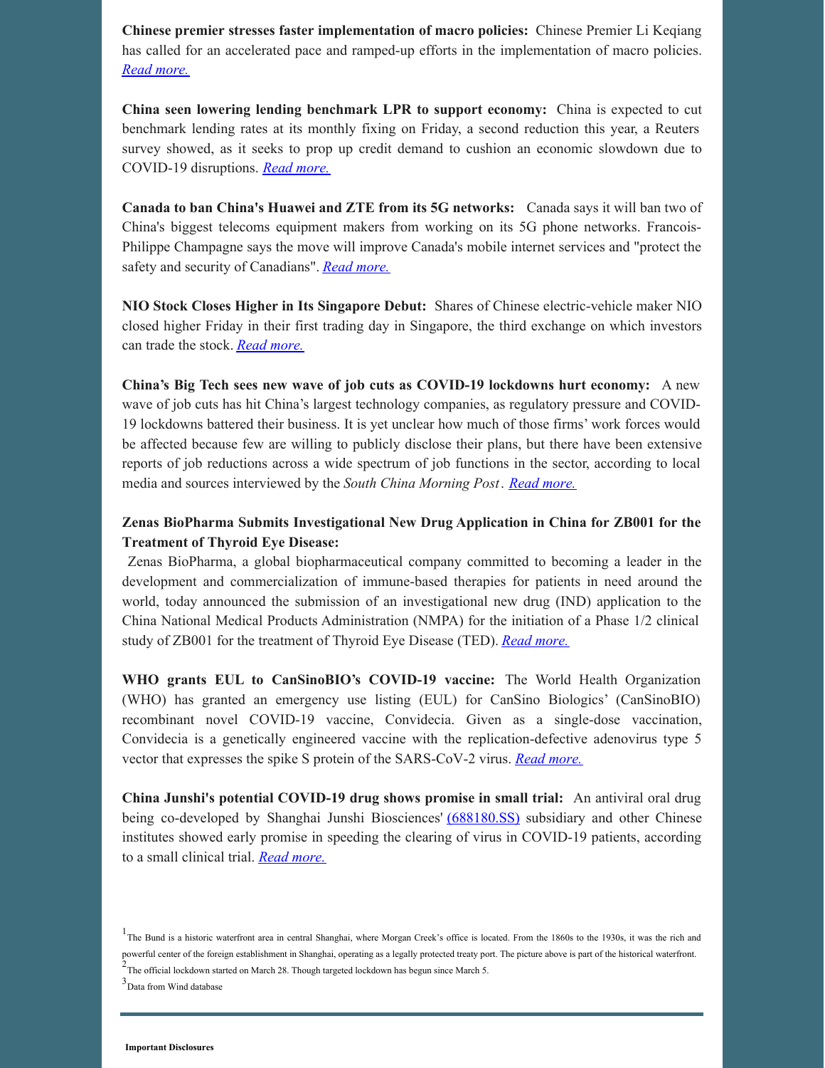**Chinese premier stresses faster implementation of macro policies:** Chinese Premier Li Keqiang has called for an accelerated pace and ramped-up efforts in the implementation of macro policies. *Read more.*

**China seen lowering lending benchmark LPR to support economy:** China is expected to cut benchmark lending rates at its monthly fixing on Friday, a second reduction this year, a Reuters survey showed, as it seeks to prop up credit demand to cushion an economic slowdown due to COVID-19 disruptions. *Read more.*

**Canada to ban China's Huawei and ZTE from its 5G networks:** Canada says it will ban two of China's biggest telecoms equipment makers from working on its 5G phone networks. Francois-Philippe Champagne says the move will improve Canada's mobile internet services and "protect the safety and security of Canadians". *Read more.*

**NIO Stock Closes Higher in Its Singapore Debut:** Shares of Chinese electric-vehicle maker NIO closed higher Friday in their first trading day in Singapore, the third exchange on which investors can trade the stock. *Read more.*

**China's Big Tech sees new wave of job cuts as COVID-19 lockdowns hurt economy:** A new wave of job cuts has hit China's largest technology companies, as regulatory pressure and COVID-19 lockdowns battered their business. It is yet unclear how much of those firms' work forces would be affected because few are willing to publicly disclose their plans, but there have been extensive reports of job reductions across a wide spectrum of job functions in the sector, according to local media and sources interviewed by the *South China Morning Post*. *Read more.*

**Zenas BioPharma Submits Investigational New Drug Application in China for ZB001 for the Treatment of Thyroid Eye Disease:**
Zenas BioPharma, a global biopharmaceutical company committed to becoming a leader in the development and commercialization of immune-based therapies for patients in need around the world, today announced the submission of an investigational new drug (IND) application to the China National Medical Products Administration (NMPA) for the initiation of a Phase 1/2 clinical study of ZB001 for the treatment of Thyroid Eye Disease (TED). *Read more.*

**WHO grants EUL to CanSinoBIO's COVID-19 vaccine:** The World Health Organization (WHO) has granted an emergency use listing (EUL) for CanSino Biologics' (CanSinoBIO) recombinant novel COVID-19 vaccine, Convidecia. Given as a single-dose vaccination, Convidecia is a genetically engineered vaccine with the replication-defective adenovirus type 5 vector that expresses the spike S protein of the SARS-CoV-2 virus. *Read more.*

**China Junshi's potential COVID-19 drug shows promise in small trial:** An antiviral oral drug being co-developed by Shanghai Junshi Biosciences' (688180.SS) subsidiary and other Chinese institutes showed early promise in speeding the clearing of virus in COVID-19 patients, according to a small clinical trial. *Read more.*

[1] The Bund is a historic waterfront area in central Shanghai, where Morgan Creek's office is located. From the 1860s to the 1930s, it was the rich and powerful center of the foreign establishment in Shanghai, operating as a legally protected treaty port. The picture above is part of the historical waterfront.

[2] The official lockdown started on March 28. Though targeted lockdown has begun since March 5.

[3] Data from Wind database

---

**Important Disclosures**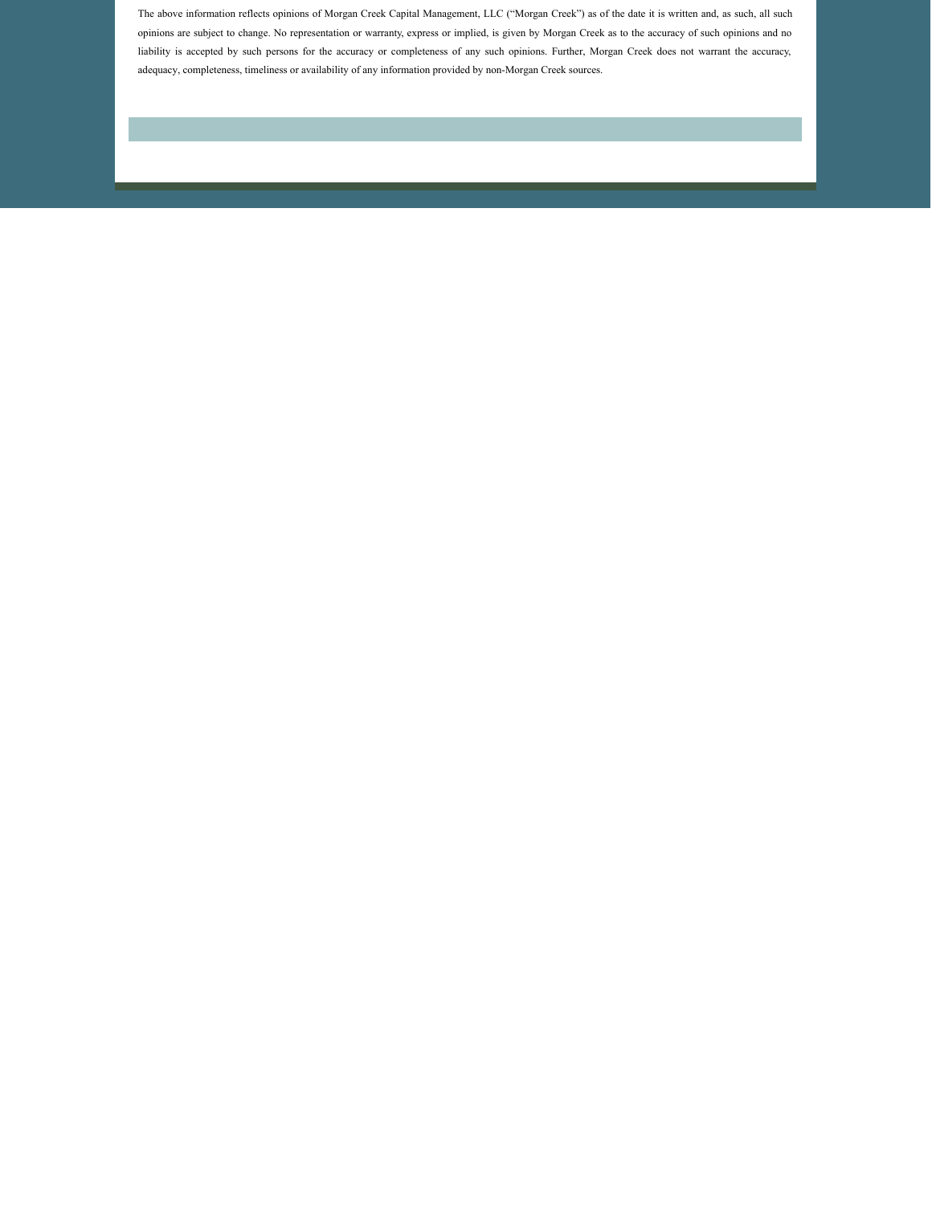The above information reflects opinions of Morgan Creek Capital Management, LLC ("Morgan Creek") as of the date it is written and, as such, all such opinions are subject to change. No representation or warranty, express or implied, is given by Morgan Creek as to the accuracy of such opinions and no liability is accepted by such persons for the accuracy or completeness of any such opinions. Further, Morgan Creek does not warrant the accuracy, adequacy, completeness, timeliness or availability of any information provided by non-Morgan Creek sources.